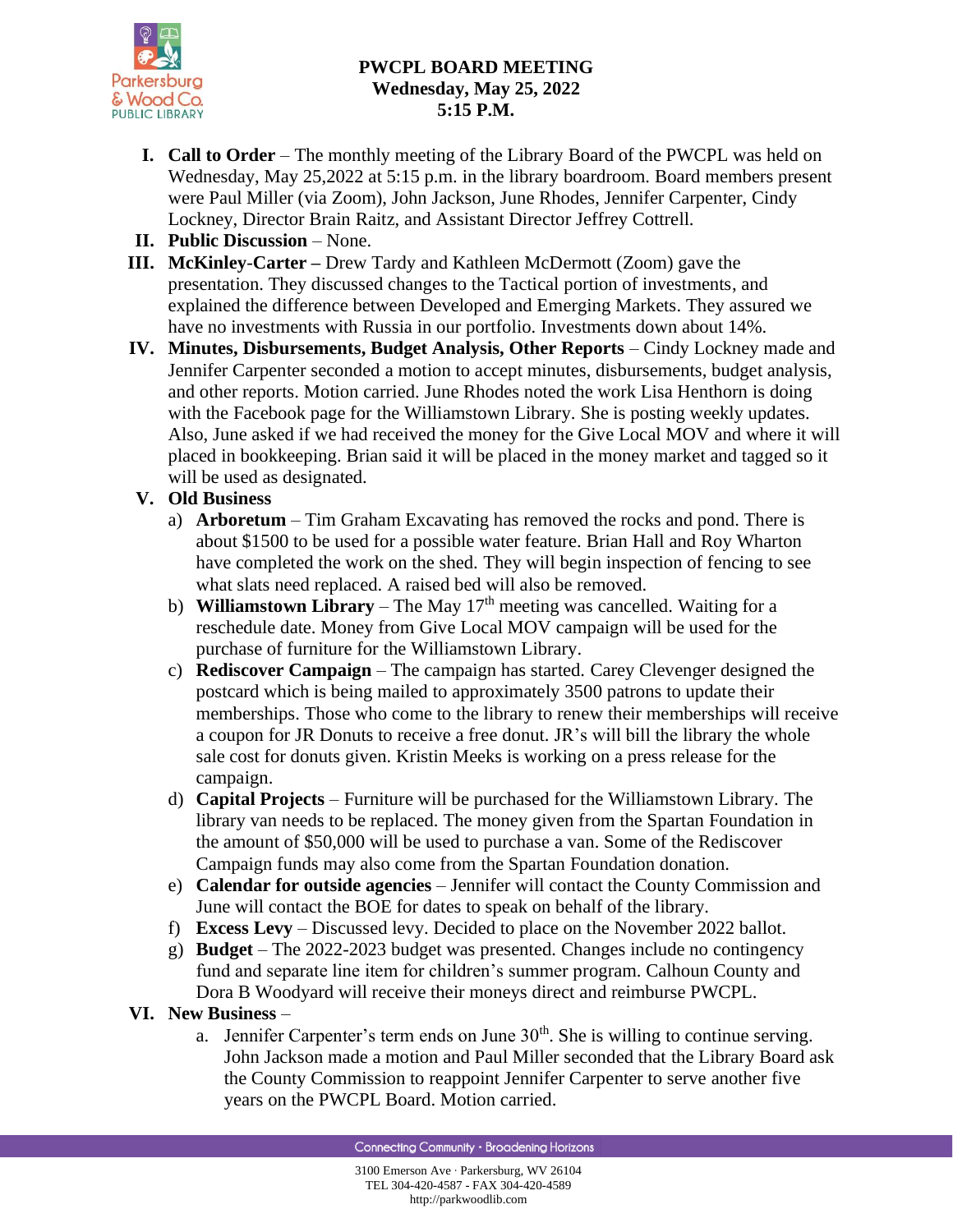# PWCPL BOARD MEETING
**Wednesday, May 25, 2022**
**5:15 P.M.**

I. **Call to Order** – The monthly meeting of the Library Board of the PWCPL was held on Wednesday, May 25,2022 at 5:15 p.m. in the library boardroom. Board members present were Paul Miller (via Zoom), John Jackson, June Rhodes, Jennifer Carpenter, Cindy Lockney, Director Brain Raitz, and Assistant Director Jeffrey Cottrell.

II. **Public Discussion** – None.

III. **McKinley-Carter –** Drew Tardy and Kathleen McDermott (Zoom) gave the presentation. They discussed changes to the Tactical portion of investments, and explained the difference between Developed and Emerging Markets. They assured we have no investments with Russia in our portfolio. Investments down about 14%.

IV. **Minutes, Disbursements, Budget Analysis, Other Reports** – Cindy Lockney made and Jennifer Carpenter seconded a motion to accept minutes, disbursements, budget analysis, and other reports. Motion carried. June Rhodes noted the work Lisa Henthorn is doing with the Facebook page for the Williamstown Library. She is posting weekly updates. Also, June asked if we had received the money for the Give Local MOV and where it will placed in bookkeeping. Brian said it will be placed in the money market and tagged so it will be used as designated.

V. **Old Business**

   a) **Arboretum** – Tim Graham Excavating has removed the rocks and pond. There is about $1500 to be used for a possible water feature. Brian Hall and Roy Wharton have completed the work on the shed. They will begin inspection of fencing to see what slats need replaced. A raised bed will also be removed.

   b) **Williamstown Library** – The May 17th meeting was cancelled. Waiting for a reschedule date. Money from Give Local MOV campaign will be used for the purchase of furniture for the Williamstown Library.

   c) **Rediscover Campaign** – The campaign has started. Carey Clevenger designed the postcard which is being mailed to approximately 3500 patrons to update their memberships. Those who come to the library to renew their memberships will receive a coupon for JR Donuts to receive a free donut. JR's will bill the library the whole sale cost for donuts given. Kristin Meeks is working on a press release for the campaign.

   d) **Capital Projects** – Furniture will be purchased for the Williamstown Library. The library van needs to be replaced. The money given from the Spartan Foundation in the amount of $50,000 will be used to purchase a van. Some of the Rediscover Campaign funds may also come from the Spartan Foundation donation.

   e) **Calendar for outside agencies** – Jennifer will contact the County Commission and June will contact the BOE for dates to speak on behalf of the library.

   f) **Excess Levy** – Discussed levy. Decided to place on the November 2022 ballot.

   g) **Budget** – The 2022-2023 budget was presented. Changes include no contingency fund and separate line item for children's summer program. Calhoun County and Dora B Woodyard will receive their moneys direct and reimburse PWCPL.

VI. **New Business** –

   a. Jennifer Carpenter's term ends on June 30th. She is willing to continue serving. John Jackson made a motion and Paul Miller seconded that the Library Board ask the County Commission to reappoint Jennifer Carpenter to serve another five years on the PWCPL Board. Motion carried.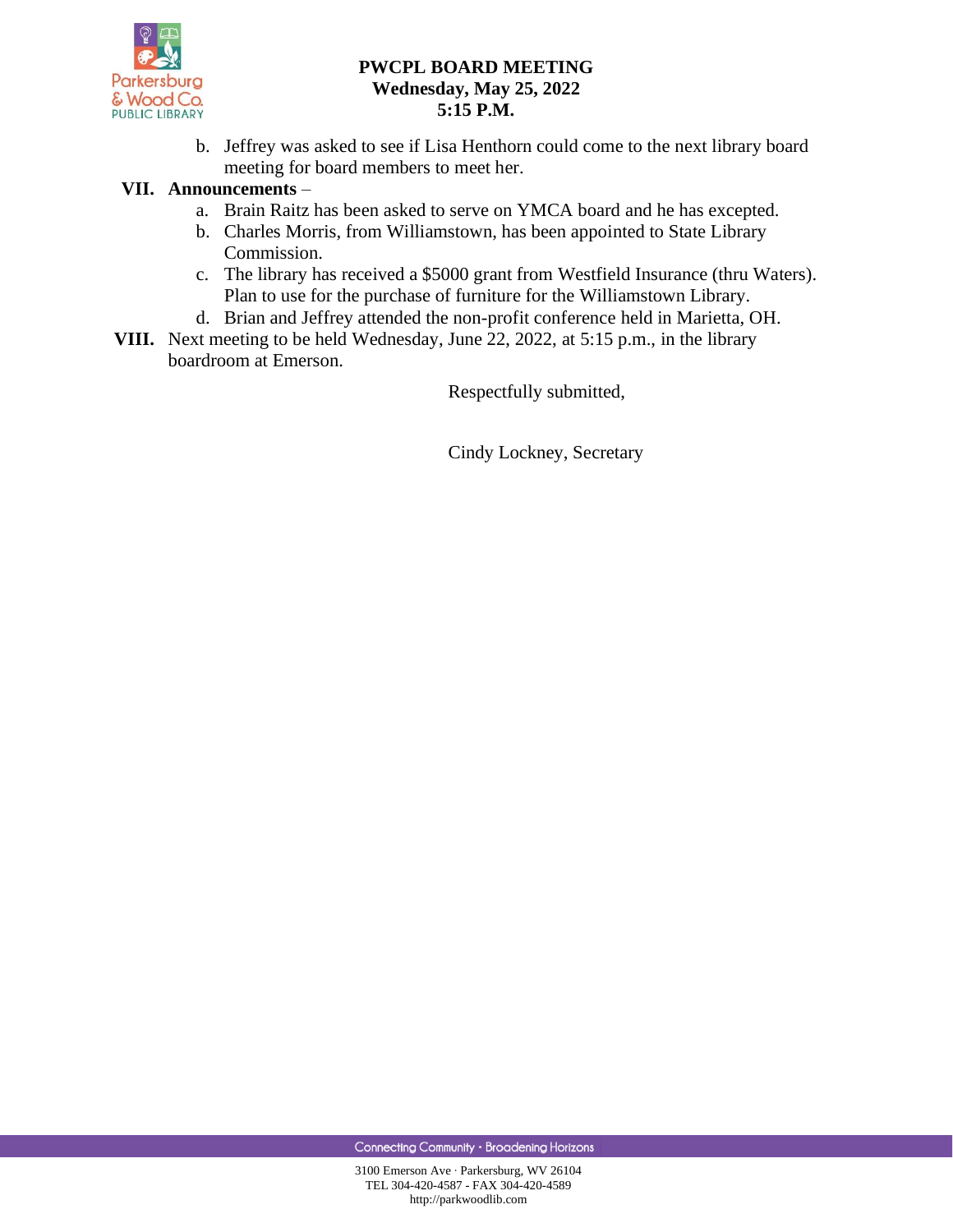# PWCPL BOARD MEETING
**Wednesday, May 25, 2022**
**5:15 P.M.**

b. Jeffrey was asked to see if Lisa Henthorn could come to the next library board meeting for board members to meet her.

**VII. Announcements** –

a. Brain Raitz has been asked to serve on YMCA board and he has excepted.
b. Charles Morris, from Williamstown, has been appointed to State Library Commission.
c. The library has received a $5000 grant from Westfield Insurance (thru Waters). Plan to use for the purchase of furniture for the Williamstown Library.
d. Brian and Jeffrey attended the non-profit conference held in Marietta, OH.

**VIII.** Next meeting to be held Wednesday, June 22, 2022, at 5:15 p.m., in the library boardroom at Emerson.

Respectfully submitted,

Cindy Lockney, Secretary